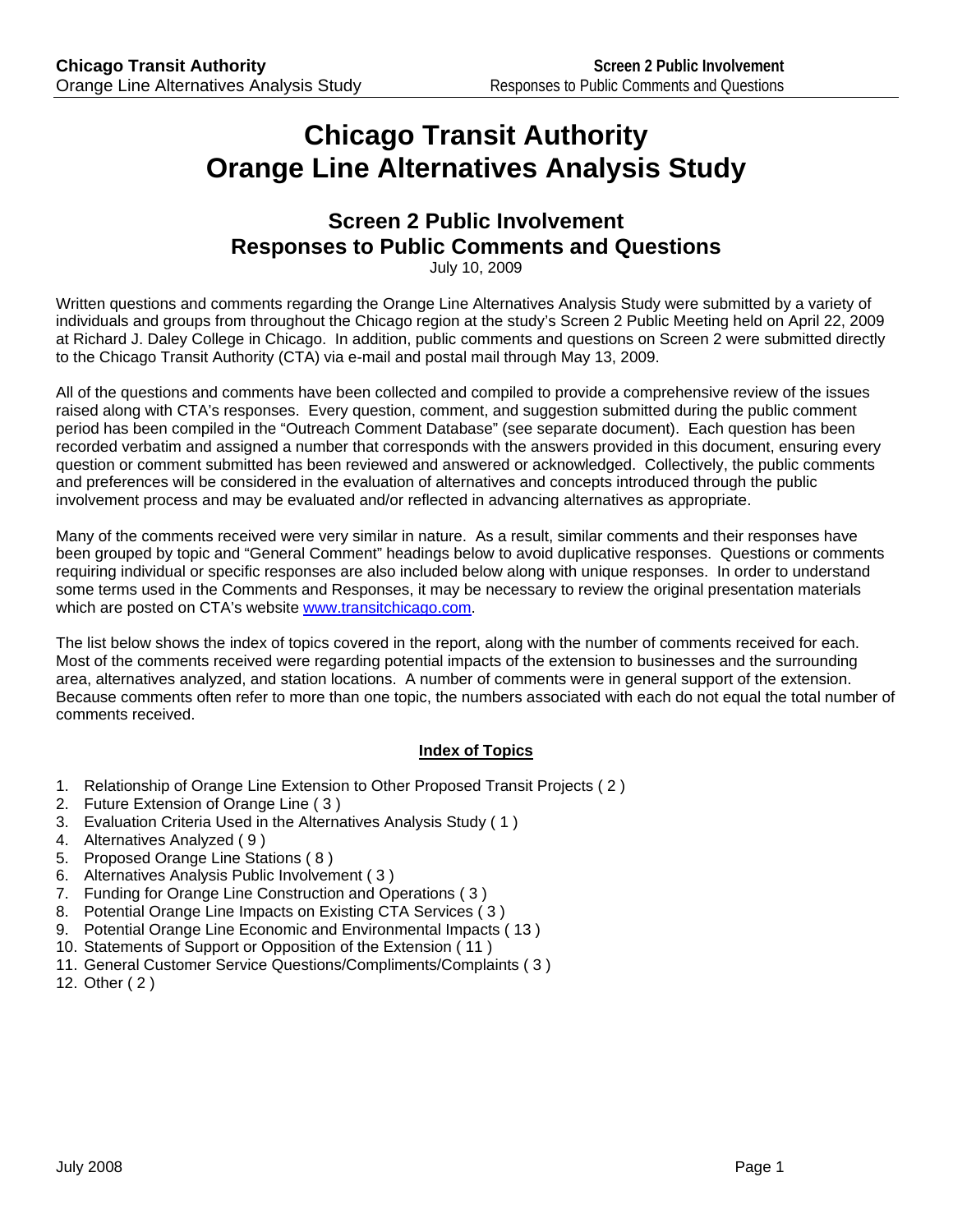# Chicago Transit Authority
# Orange Line Alternatives Analysis Study

## Screen 2 Public Involvement
## Responses to Public Comments and Questions

July 10, 2009

Written questions and comments regarding the Orange Line Alternatives Analysis Study were submitted by a variety of individuals and groups from throughout the Chicago region at the study's Screen 2 Public Meeting held on April 22, 2009 at Richard J. Daley College in Chicago. In addition, public comments and questions on Screen 2 were submitted directly to the Chicago Transit Authority (CTA) via e-mail and postal mail through May 13, 2009.

All of the questions and comments have been collected and compiled to provide a comprehensive review of the issues raised along with CTA's responses. Every question, comment, and suggestion submitted during the public comment period has been compiled in the "Outreach Comment Database" (see separate document). Each question has been recorded verbatim and assigned a number that corresponds with the answers provided in this document, ensuring every question or comment submitted has been reviewed and answered or acknowledged. Collectively, the public comments and preferences will be considered in the evaluation of alternatives and concepts introduced through the public involvement process and may be evaluated and/or reflected in advancing alternatives as appropriate.

Many of the comments received were very similar in nature. As a result, similar comments and their responses have been grouped by topic and "General Comment" headings below to avoid duplicative responses. Questions or comments requiring individual or specific responses are also included below along with unique responses. In order to understand some terms used in the Comments and Responses, it may be necessary to review the original presentation materials which are posted on CTA's website [www.transitchicago.com](http://www.transitchicago.com).

The list below shows the index of topics covered in the report, along with the number of comments received for each. Most of the comments received were regarding potential impacts of the extension to businesses and the surrounding area, alternatives analyzed, and station locations. A number of comments were in general support of the extension. Because comments often refer to more than one topic, the numbers associated with each do not equal the total number of comments received.

**Index of Topics**

1. Relationship of Orange Line Extension to Other Proposed Transit Projects ( 2 )
2. Future Extension of Orange Line ( 3 )
3. Evaluation Criteria Used in the Alternatives Analysis Study ( 1 )
4. Alternatives Analyzed ( 9 )
5. Proposed Orange Line Stations ( 8 )
6. Alternatives Analysis Public Involvement ( 3 )
7. Funding for Orange Line Construction and Operations ( 3 )
8. Potential Orange Line Impacts on Existing CTA Services ( 3 )
9. Potential Orange Line Economic and Environmental Impacts ( 13 )
10. Statements of Support or Opposition of the Extension ( 11 )
11. General Customer Service Questions/Compliments/Complaints ( 3 )
12. Other ( 2 )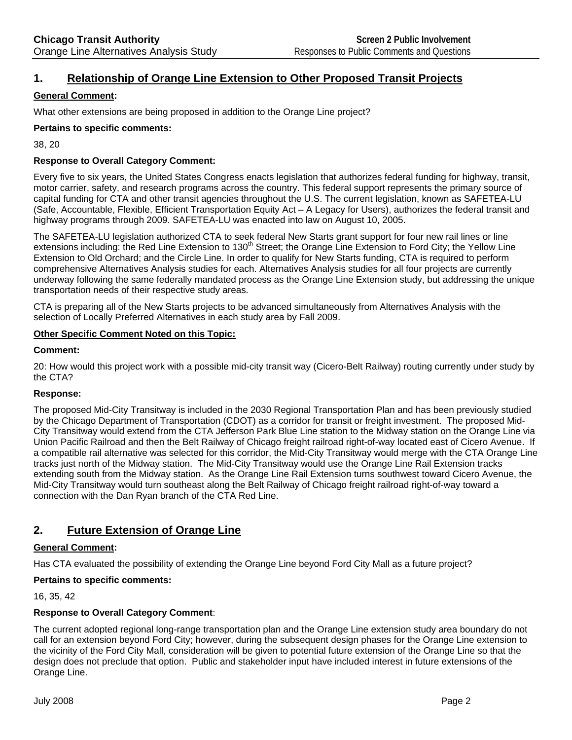## 1. Relationship of Orange Line Extension to Other Proposed Transit Projects

**General Comment:**

What other extensions are being proposed in addition to the Orange Line project?

**Pertains to specific comments:**

38, 20

**Response to Overall Category Comment:**

Every five to six years, the United States Congress enacts legislation that authorizes federal funding for highway, transit, motor carrier, safety, and research programs across the country. This federal support represents the primary source of capital funding for CTA and other transit agencies throughout the U.S. The current legislation, known as SAFETEA-LU (Safe, Accountable, Flexible, Efficient Transportation Equity Act – A Legacy for Users), authorizes the federal transit and highway programs through 2009. SAFETEA-LU was enacted into law on August 10, 2005.

The SAFETEA-LU legislation authorized CTA to seek federal New Starts grant support for four new rail lines or line extensions including: the Red Line Extension to 130th Street; the Orange Line Extension to Ford City; the Yellow Line Extension to Old Orchard; and the Circle Line. In order to qualify for New Starts funding, CTA is required to perform comprehensive Alternatives Analysis studies for each. Alternatives Analysis studies for all four projects are currently underway following the same federally mandated process as the Orange Line Extension study, but addressing the unique transportation needs of their respective study areas.

CTA is preparing all of the New Starts projects to be advanced simultaneously from Alternatives Analysis with the selection of Locally Preferred Alternatives in each study area by Fall 2009.

**Other Specific Comment Noted on this Topic:**

**Comment:**

20: How would this project work with a possible mid-city transit way (Cicero-Belt Railway) routing currently under study by the CTA?

**Response:**

The proposed Mid-City Transitway is included in the 2030 Regional Transportation Plan and has been previously studied by the Chicago Department of Transportation (CDOT) as a corridor for transit or freight investment. The proposed Mid-City Transitway would extend from the CTA Jefferson Park Blue Line station to the Midway station on the Orange Line via Union Pacific Railroad and then the Belt Railway of Chicago freight railroad right-of-way located east of Cicero Avenue. If a compatible rail alternative was selected for this corridor, the Mid-City Transitway would merge with the CTA Orange Line tracks just north of the Midway station. The Mid-City Transitway would use the Orange Line Rail Extension tracks extending south from the Midway station. As the Orange Line Rail Extension turns southwest toward Cicero Avenue, the Mid-City Transitway would turn southeast along the Belt Railway of Chicago freight railroad right-of-way toward a connection with the Dan Ryan branch of the CTA Red Line.

## 2. Future Extension of Orange Line

**General Comment:**

Has CTA evaluated the possibility of extending the Orange Line beyond Ford City Mall as a future project?

**Pertains to specific comments:**

16, 35, 42

**Response to Overall Category Comment:**

The current adopted regional long-range transportation plan and the Orange Line extension study area boundary do not call for an extension beyond Ford City; however, during the subsequent design phases for the Orange Line extension to the vicinity of the Ford City Mall, consideration will be given to potential future extension of the Orange Line so that the design does not preclude that option. Public and stakeholder input have included interest in future extensions of the Orange Line.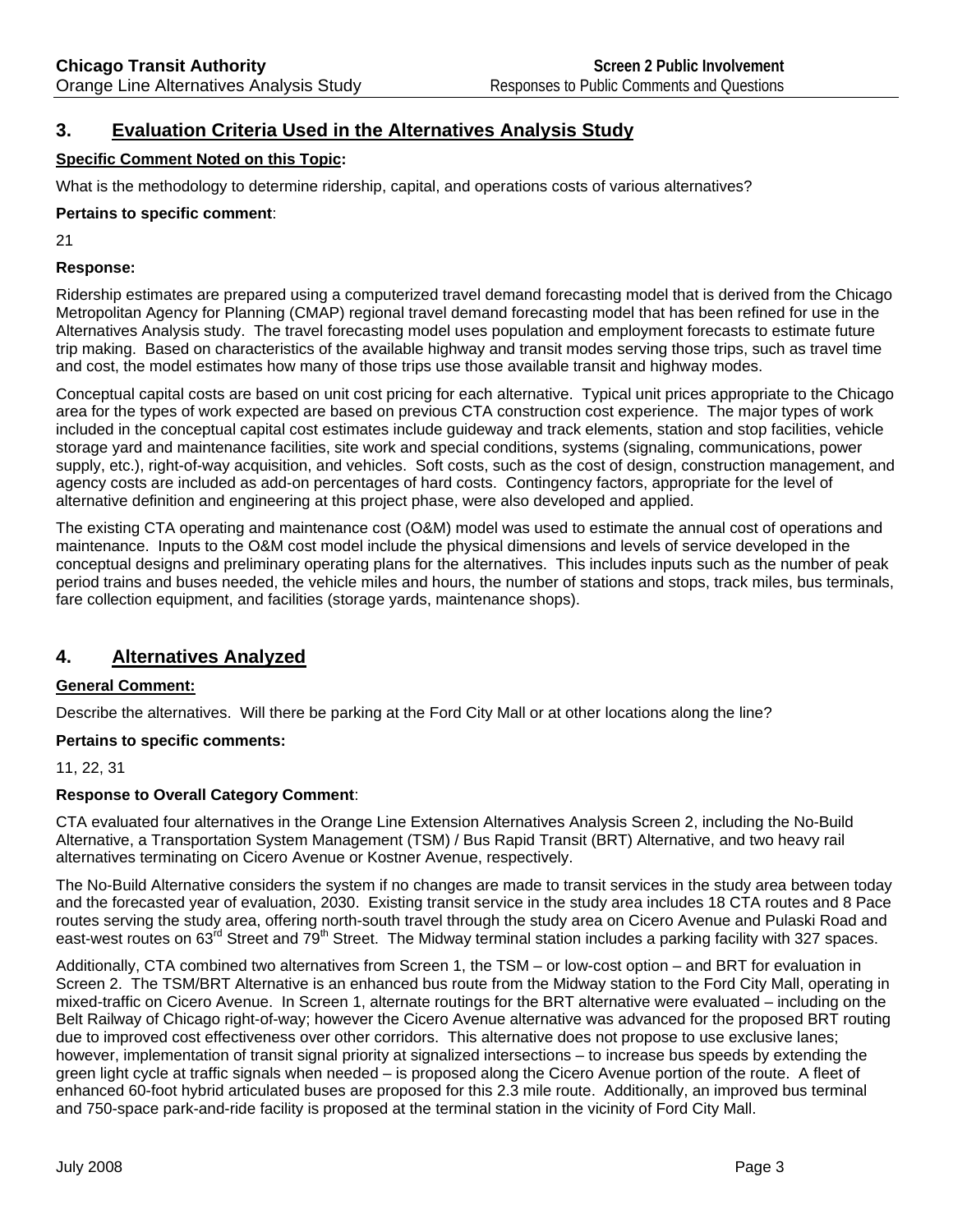## 3. Evaluation Criteria Used in the Alternatives Analysis Study

**Specific Comment Noted on this Topic:**

What is the methodology to determine ridership, capital, and operations costs of various alternatives?

**Pertains to specific comment**:

21

**Response:**

Ridership estimates are prepared using a computerized travel demand forecasting model that is derived from the Chicago Metropolitan Agency for Planning (CMAP) regional travel demand forecasting model that has been refined for use in the Alternatives Analysis study. The travel forecasting model uses population and employment forecasts to estimate future trip making. Based on characteristics of the available highway and transit modes serving those trips, such as travel time and cost, the model estimates how many of those trips use those available transit and highway modes.

Conceptual capital costs are based on unit cost pricing for each alternative. Typical unit prices appropriate to the Chicago area for the types of work expected are based on previous CTA construction cost experience. The major types of work included in the conceptual capital cost estimates include guideway and track elements, station and stop facilities, vehicle storage yard and maintenance facilities, site work and special conditions, systems (signaling, communications, power supply, etc.), right-of-way acquisition, and vehicles. Soft costs, such as the cost of design, construction management, and agency costs are included as add-on percentages of hard costs. Contingency factors, appropriate for the level of alternative definition and engineering at this project phase, were also developed and applied.

The existing CTA operating and maintenance cost (O&M) model was used to estimate the annual cost of operations and maintenance. Inputs to the O&M cost model include the physical dimensions and levels of service developed in the conceptual designs and preliminary operating plans for the alternatives. This includes inputs such as the number of peak period trains and buses needed, the vehicle miles and hours, the number of stations and stops, track miles, bus terminals, fare collection equipment, and facilities (storage yards, maintenance shops).

## 4. Alternatives Analyzed

**General Comment:**

Describe the alternatives. Will there be parking at the Ford City Mall or at other locations along the line?

**Pertains to specific comments:**

11, 22, 31

**Response to Overall Category Comment**:

CTA evaluated four alternatives in the Orange Line Extension Alternatives Analysis Screen 2, including the No-Build Alternative, a Transportation System Management (TSM) / Bus Rapid Transit (BRT) Alternative, and two heavy rail alternatives terminating on Cicero Avenue or Kostner Avenue, respectively.

The No-Build Alternative considers the system if no changes are made to transit services in the study area between today and the forecasted year of evaluation, 2030. Existing transit service in the study area includes 18 CTA routes and 8 Pace routes serving the study area, offering north-south travel through the study area on Cicero Avenue and Pulaski Road and east-west routes on 63rd Street and 79th Street. The Midway terminal station includes a parking facility with 327 spaces.

Additionally, CTA combined two alternatives from Screen 1, the TSM – or low-cost option – and BRT for evaluation in Screen 2. The TSM/BRT Alternative is an enhanced bus route from the Midway station to the Ford City Mall, operating in mixed-traffic on Cicero Avenue. In Screen 1, alternate routings for the BRT alternative were evaluated – including on the Belt Railway of Chicago right-of-way; however the Cicero Avenue alternative was advanced for the proposed BRT routing due to improved cost effectiveness over other corridors. This alternative does not propose to use exclusive lanes; however, implementation of transit signal priority at signalized intersections – to increase bus speeds by extending the green light cycle at traffic signals when needed – is proposed along the Cicero Avenue portion of the route. A fleet of enhanced 60-foot hybrid articulated buses are proposed for this 2.3 mile route. Additionally, an improved bus terminal and 750-space park-and-ride facility is proposed at the terminal station in the vicinity of Ford City Mall.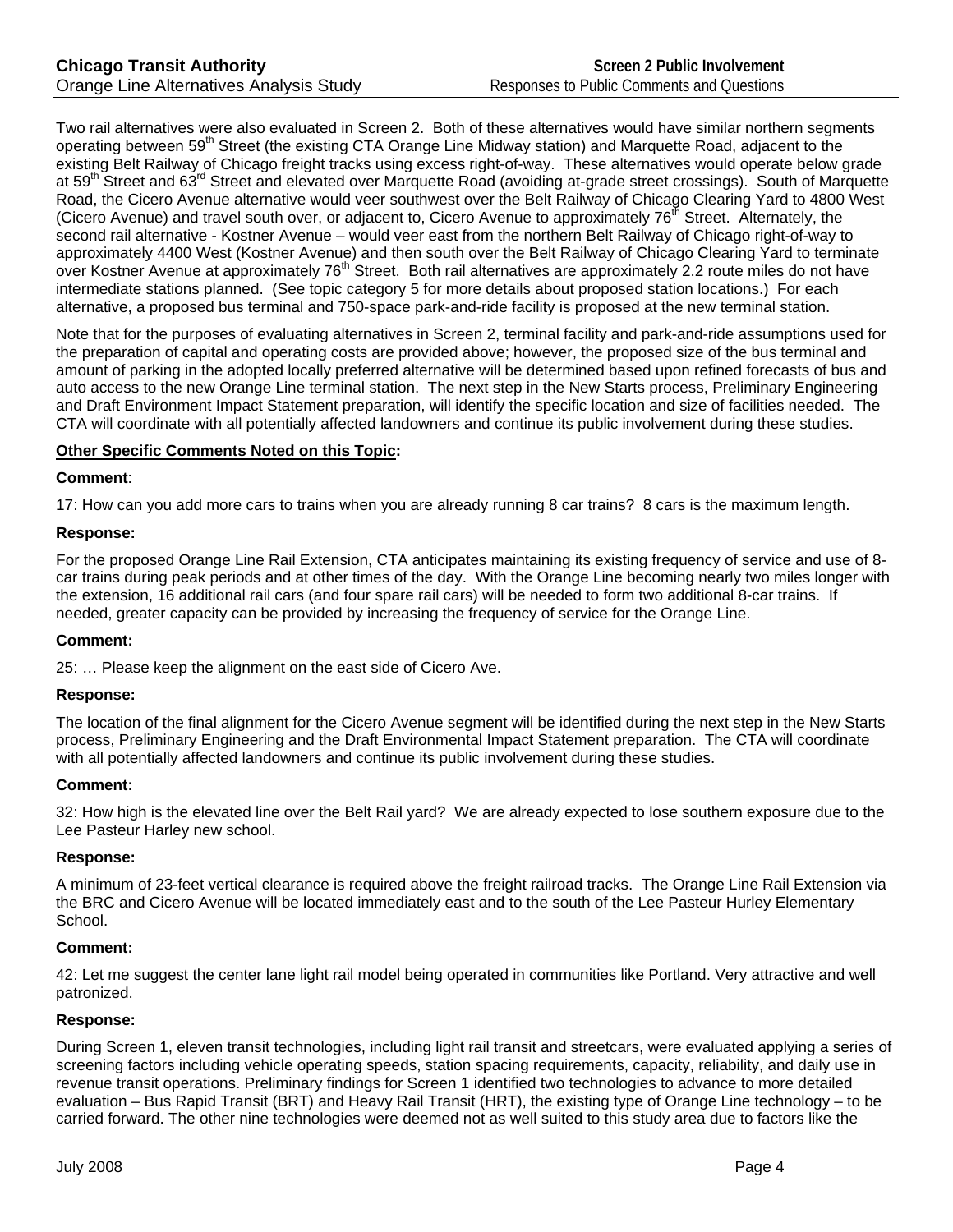Two rail alternatives were also evaluated in Screen 2. Both of these alternatives would have similar northern segments operating between 59th Street (the existing CTA Orange Line Midway station) and Marquette Road, adjacent to the existing Belt Railway of Chicago freight tracks using excess right-of-way. These alternatives would operate below grade at 59th Street and 63rd Street and elevated over Marquette Road (avoiding at-grade street crossings). South of Marquette Road, the Cicero Avenue alternative would veer southwest over the Belt Railway of Chicago Clearing Yard to 4800 West (Cicero Avenue) and travel south over, or adjacent to, Cicero Avenue to approximately 76th Street. Alternately, the second rail alternative - Kostner Avenue – would veer east from the northern Belt Railway of Chicago right-of-way to approximately 4400 West (Kostner Avenue) and then south over the Belt Railway of Chicago Clearing Yard to terminate over Kostner Avenue at approximately 76th Street. Both rail alternatives are approximately 2.2 route miles do not have intermediate stations planned. (See topic category 5 for more details about proposed station locations.) For each alternative, a proposed bus terminal and 750-space park-and-ride facility is proposed at the new terminal station.

Note that for the purposes of evaluating alternatives in Screen 2, terminal facility and park-and-ride assumptions used for the preparation of capital and operating costs are provided above; however, the proposed size of the bus terminal and amount of parking in the adopted locally preferred alternative will be determined based upon refined forecasts of bus and auto access to the new Orange Line terminal station. The next step in the New Starts process, Preliminary Engineering and Draft Environment Impact Statement preparation, will identify the specific location and size of facilities needed. The CTA will coordinate with all potentially affected landowners and continue its public involvement during these studies.

**Other Specific Comments Noted on this Topic:**

**Comment**:

17: How can you add more cars to trains when you are already running 8 car trains? 8 cars is the maximum length.

**Response:**

For the proposed Orange Line Rail Extension, CTA anticipates maintaining its existing frequency of service and use of 8-car trains during peak periods and at other times of the day. With the Orange Line becoming nearly two miles longer with the extension, 16 additional rail cars (and four spare rail cars) will be needed to form two additional 8-car trains. If needed, greater capacity can be provided by increasing the frequency of service for the Orange Line.

**Comment:**

25: … Please keep the alignment on the east side of Cicero Ave.

**Response:**

The location of the final alignment for the Cicero Avenue segment will be identified during the next step in the New Starts process, Preliminary Engineering and the Draft Environmental Impact Statement preparation. The CTA will coordinate with all potentially affected landowners and continue its public involvement during these studies.

**Comment:**

32: How high is the elevated line over the Belt Rail yard? We are already expected to lose southern exposure due to the Lee Pasteur Harley new school.

**Response:**

A minimum of 23-feet vertical clearance is required above the freight railroad tracks. The Orange Line Rail Extension via the BRC and Cicero Avenue will be located immediately east and to the south of the Lee Pasteur Hurley Elementary School.

**Comment:**

42: Let me suggest the center lane light rail model being operated in communities like Portland. Very attractive and well patronized.

**Response:**

During Screen 1, eleven transit technologies, including light rail transit and streetcars, were evaluated applying a series of screening factors including vehicle operating speeds, station spacing requirements, capacity, reliability, and daily use in revenue transit operations. Preliminary findings for Screen 1 identified two technologies to advance to more detailed evaluation – Bus Rapid Transit (BRT) and Heavy Rail Transit (HRT), the existing type of Orange Line technology – to be carried forward. The other nine technologies were deemed not as well suited to this study area due to factors like the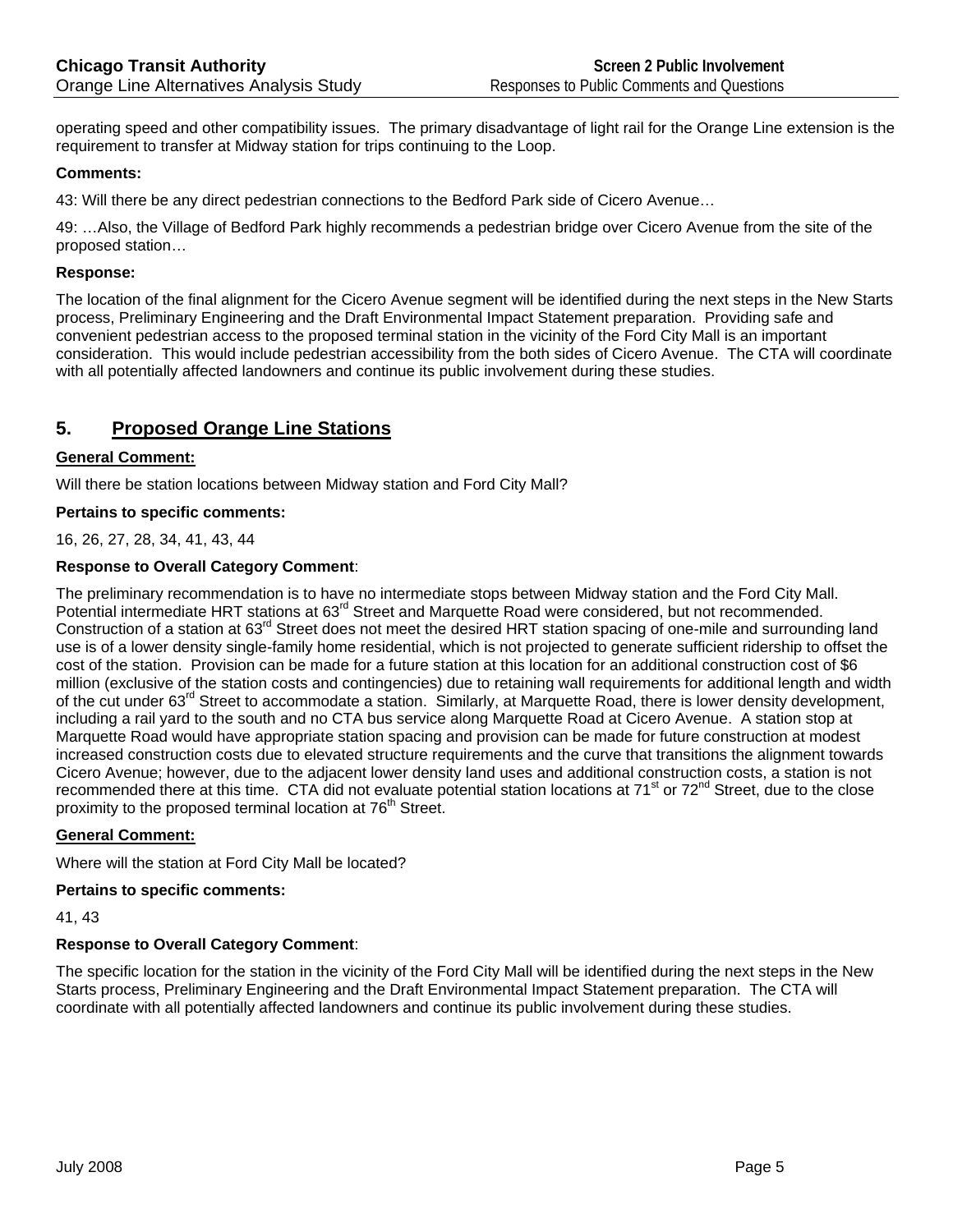operating speed and other compatibility issues. The primary disadvantage of light rail for the Orange Line extension is the requirement to transfer at Midway station for trips continuing to the Loop.

**Comments:**

43: Will there be any direct pedestrian connections to the Bedford Park side of Cicero Avenue…

49: …Also, the Village of Bedford Park highly recommends a pedestrian bridge over Cicero Avenue from the site of the proposed station…

**Response:**

The location of the final alignment for the Cicero Avenue segment will be identified during the next steps in the New Starts process, Preliminary Engineering and the Draft Environmental Impact Statement preparation. Providing safe and convenient pedestrian access to the proposed terminal station in the vicinity of the Ford City Mall is an important consideration. This would include pedestrian accessibility from the both sides of Cicero Avenue. The CTA will coordinate with all potentially affected landowners and continue its public involvement during these studies.

## 5. Proposed Orange Line Stations

**General Comment:**

Will there be station locations between Midway station and Ford City Mall?

**Pertains to specific comments:**

16, 26, 27, 28, 34, 41, 43, 44

**Response to Overall Category Comment**:

The preliminary recommendation is to have no intermediate stops between Midway station and the Ford City Mall. Potential intermediate HRT stations at 63rd Street and Marquette Road were considered, but not recommended. Construction of a station at 63rd Street does not meet the desired HRT station spacing of one-mile and surrounding land use is of a lower density single-family home residential, which is not projected to generate sufficient ridership to offset the cost of the station. Provision can be made for a future station at this location for an additional construction cost of $6 million (exclusive of the station costs and contingencies) due to retaining wall requirements for additional length and width of the cut under 63rd Street to accommodate a station. Similarly, at Marquette Road, there is lower density development, including a rail yard to the south and no CTA bus service along Marquette Road at Cicero Avenue. A station stop at Marquette Road would have appropriate station spacing and provision can be made for future construction at modest increased construction costs due to elevated structure requirements and the curve that transitions the alignment towards Cicero Avenue; however, due to the adjacent lower density land uses and additional construction costs, a station is not recommended there at this time. CTA did not evaluate potential station locations at 71st or 72nd Street, due to the close proximity to the proposed terminal location at 76th Street.

**General Comment:**

Where will the station at Ford City Mall be located?

**Pertains to specific comments:**

41, 43

**Response to Overall Category Comment**:

The specific location for the station in the vicinity of the Ford City Mall will be identified during the next steps in the New Starts process, Preliminary Engineering and the Draft Environmental Impact Statement preparation. The CTA will coordinate with all potentially affected landowners and continue its public involvement during these studies.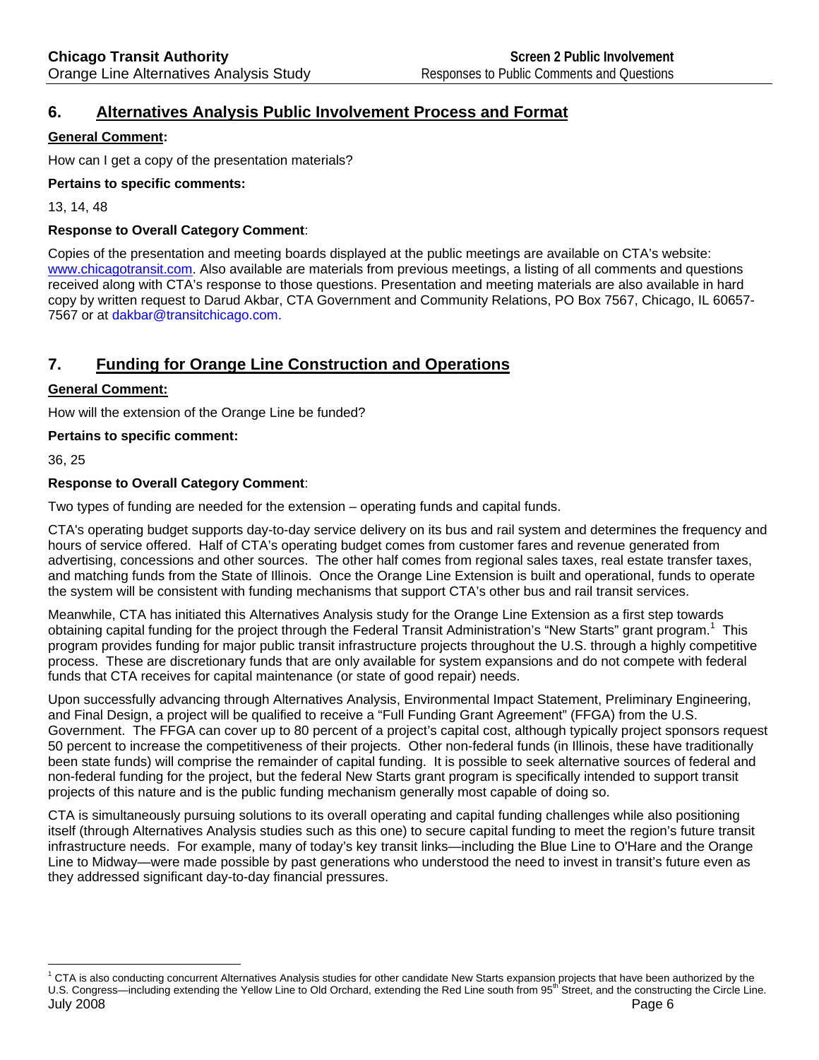## 6. Alternatives Analysis Public Involvement Process and Format

**General Comment:**

How can I get a copy of the presentation materials?

**Pertains to specific comments:**

13, 14, 48

**Response to Overall Category Comment:**

Copies of the presentation and meeting boards displayed at the public meetings are available on CTA's website: www.chicagotransit.com. Also available are materials from previous meetings, a listing of all comments and questions received along with CTA's response to those questions. Presentation and meeting materials are also available in hard copy by written request to Darud Akbar, CTA Government and Community Relations, PO Box 7567, Chicago, IL 60657-7567 or at dakbar@transitchicago.com.

## 7. Funding for Orange Line Construction and Operations

**General Comment:**

How will the extension of the Orange Line be funded?

**Pertains to specific comment:**

36, 25

**Response to Overall Category Comment:**

Two types of funding are needed for the extension – operating funds and capital funds.

CTA's operating budget supports day-to-day service delivery on its bus and rail system and determines the frequency and hours of service offered. Half of CTA's operating budget comes from customer fares and revenue generated from advertising, concessions and other sources. The other half comes from regional sales taxes, real estate transfer taxes, and matching funds from the State of Illinois. Once the Orange Line Extension is built and operational, funds to operate the system will be consistent with funding mechanisms that support CTA's other bus and rail transit services.

Meanwhile, CTA has initiated this Alternatives Analysis study for the Orange Line Extension as a first step towards obtaining capital funding for the project through the Federal Transit Administration's "New Starts" grant program.[1] This program provides funding for major public transit infrastructure projects throughout the U.S. through a highly competitive process. These are discretionary funds that are only available for system expansions and do not compete with federal funds that CTA receives for capital maintenance (or state of good repair) needs.

Upon successfully advancing through Alternatives Analysis, Environmental Impact Statement, Preliminary Engineering, and Final Design, a project will be qualified to receive a "Full Funding Grant Agreement" (FFGA) from the U.S. Government. The FFGA can cover up to 80 percent of a project's capital cost, although typically project sponsors request 50 percent to increase the competitiveness of their projects. Other non-federal funds (in Illinois, these have traditionally been state funds) will comprise the remainder of capital funding. It is possible to seek alternative sources of federal and non-federal funding for the project, but the federal New Starts grant program is specifically intended to support transit projects of this nature and is the public funding mechanism generally most capable of doing so.

CTA is simultaneously pursuing solutions to its overall operating and capital funding challenges while also positioning itself (through Alternatives Analysis studies such as this one) to secure capital funding to meet the region's future transit infrastructure needs. For example, many of today's key transit links—including the Blue Line to O'Hare and the Orange Line to Midway—were made possible by past generations who understood the need to invest in transit's future even as they addressed significant day-to-day financial pressures.

[1] CTA is also conducting concurrent Alternatives Analysis studies for other candidate New Starts expansion projects that have been authorized by the U.S. Congress—including extending the Yellow Line to Old Orchard, extending the Red Line south from 95th Street, and the constructing the Circle Line.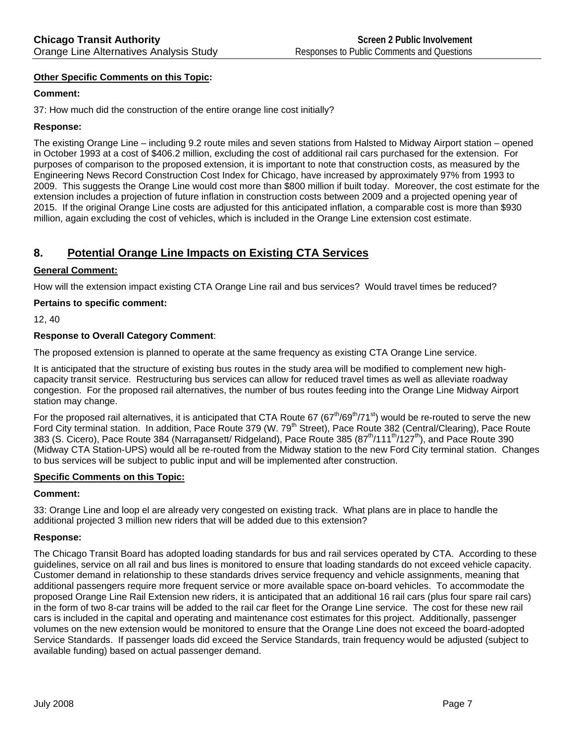**Other Specific Comments on this Topic:**

**Comment:**

37: How much did the construction of the entire orange line cost initially?

**Response:**

The existing Orange Line – including 9.2 route miles and seven stations from Halsted to Midway Airport station – opened in October 1993 at a cost of $406.2 million, excluding the cost of additional rail cars purchased for the extension. For purposes of comparison to the proposed extension, it is important to note that construction costs, as measured by the Engineering News Record Construction Cost Index for Chicago, have increased by approximately 97% from 1993 to 2009. This suggests the Orange Line would cost more than $800 million if built today. Moreover, the cost estimate for the extension includes a projection of future inflation in construction costs between 2009 and a projected opening year of 2015. If the original Orange Line costs are adjusted for this anticipated inflation, a comparable cost is more than $930 million, again excluding the cost of vehicles, which is included in the Orange Line extension cost estimate.

## 8. Potential Orange Line Impacts on Existing CTA Services

**General Comment:**

How will the extension impact existing CTA Orange Line rail and bus services? Would travel times be reduced?

**Pertains to specific comment:**

12, 40

**Response to Overall Category Comment**:

The proposed extension is planned to operate at the same frequency as existing CTA Orange Line service.

It is anticipated that the structure of existing bus routes in the study area will be modified to complement new high-capacity transit service. Restructuring bus services can allow for reduced travel times as well as alleviate roadway congestion. For the proposed rail alternatives, the number of bus routes feeding into the Orange Line Midway Airport station may change.

For the proposed rail alternatives, it is anticipated that CTA Route 67 (67th/69th/71st) would be re-routed to serve the new Ford City terminal station. In addition, Pace Route 379 (W. 79th Street), Pace Route 382 (Central/Clearing), Pace Route 383 (S. Cicero), Pace Route 384 (Narragansett/ Ridgeland), Pace Route 385 (87th/111th/127th), and Pace Route 390 (Midway CTA Station-UPS) would all be re-routed from the Midway station to the new Ford City terminal station. Changes to bus services will be subject to public input and will be implemented after construction.

**Specific Comments on this Topic:**

**Comment:**

33: Orange Line and loop el are already very congested on existing track. What plans are in place to handle the additional projected 3 million new riders that will be added due to this extension?

**Response:**

The Chicago Transit Board has adopted loading standards for bus and rail services operated by CTA. According to these guidelines, service on all rail and bus lines is monitored to ensure that loading standards do not exceed vehicle capacity. Customer demand in relationship to these standards drives service frequency and vehicle assignments, meaning that additional passengers require more frequent service or more available space on-board vehicles. To accommodate the proposed Orange Line Rail Extension new riders, it is anticipated that an additional 16 rail cars (plus four spare rail cars) in the form of two 8-car trains will be added to the rail car fleet for the Orange Line service. The cost for these new rail cars is included in the capital and operating and maintenance cost estimates for this project. Additionally, passenger volumes on the new extension would be monitored to ensure that the Orange Line does not exceed the board-adopted Service Standards. If passenger loads did exceed the Service Standards, train frequency would be adjusted (subject to available funding) based on actual passenger demand.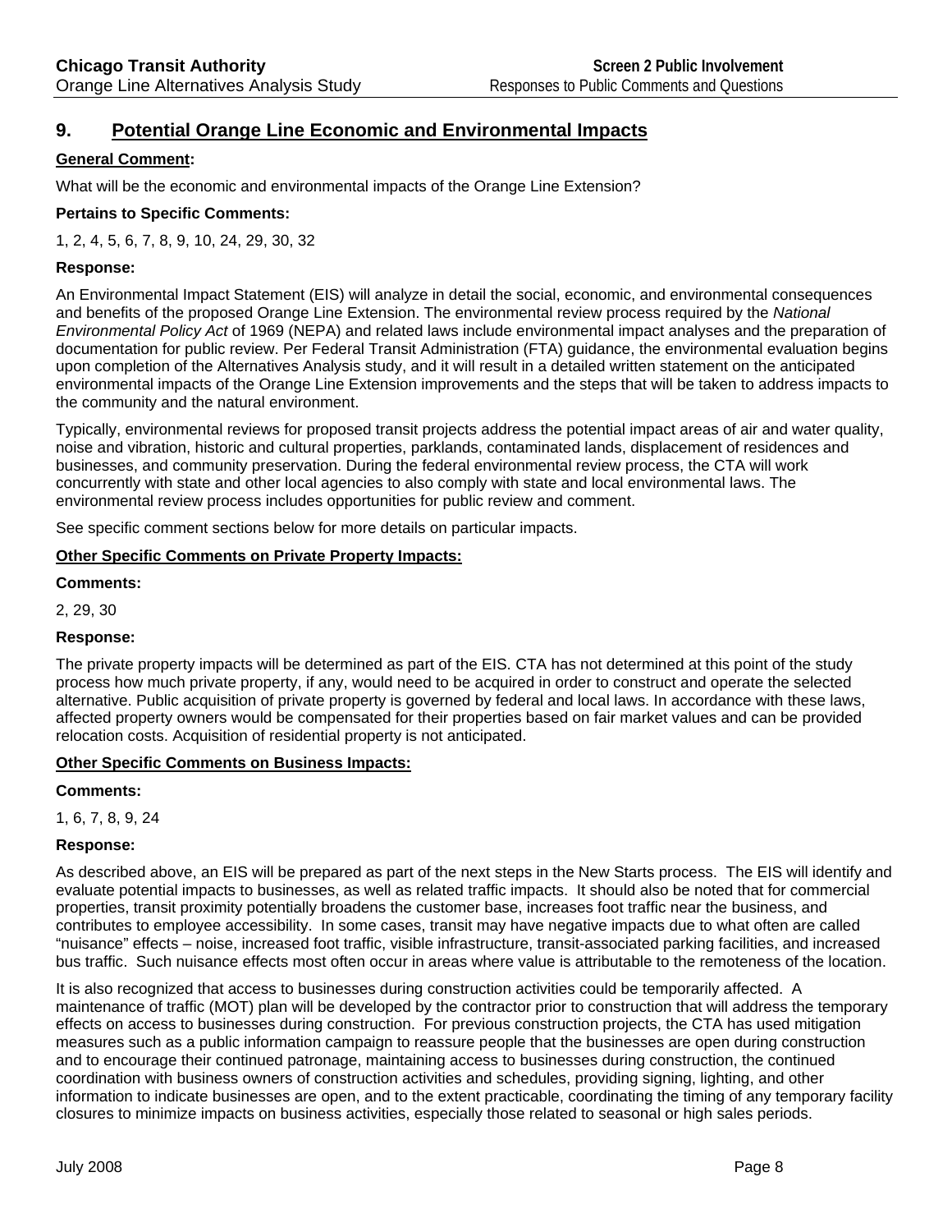## 9. Potential Orange Line Economic and Environmental Impacts

**General Comment:**

What will be the economic and environmental impacts of the Orange Line Extension?

**Pertains to Specific Comments:**

1, 2, 4, 5, 6, 7, 8, 9, 10, 24, 29, 30, 32

**Response:**

An Environmental Impact Statement (EIS) will analyze in detail the social, economic, and environmental consequences and benefits of the proposed Orange Line Extension. The environmental review process required by the *National Environmental Policy Act* of 1969 (NEPA) and related laws include environmental impact analyses and the preparation of documentation for public review. Per Federal Transit Administration (FTA) guidance, the environmental evaluation begins upon completion of the Alternatives Analysis study, and it will result in a detailed written statement on the anticipated environmental impacts of the Orange Line Extension improvements and the steps that will be taken to address impacts to the community and the natural environment.

Typically, environmental reviews for proposed transit projects address the potential impact areas of air and water quality, noise and vibration, historic and cultural properties, parklands, contaminated lands, displacement of residences and businesses, and community preservation. During the federal environmental review process, the CTA will work concurrently with state and other local agencies to also comply with state and local environmental laws. The environmental review process includes opportunities for public review and comment.

See specific comment sections below for more details on particular impacts.

**Other Specific Comments on Private Property Impacts:**

**Comments:**

2, 29, 30

**Response:**

The private property impacts will be determined as part of the EIS. CTA has not determined at this point of the study process how much private property, if any, would need to be acquired in order to construct and operate the selected alternative. Public acquisition of private property is governed by federal and local laws. In accordance with these laws, affected property owners would be compensated for their properties based on fair market values and can be provided relocation costs. Acquisition of residential property is not anticipated.

**Other Specific Comments on Business Impacts:**

**Comments:**

1, 6, 7, 8, 9, 24

**Response:**

As described above, an EIS will be prepared as part of the next steps in the New Starts process. The EIS will identify and evaluate potential impacts to businesses, as well as related traffic impacts. It should also be noted that for commercial properties, transit proximity potentially broadens the customer base, increases foot traffic near the business, and contributes to employee accessibility. In some cases, transit may have negative impacts due to what often are called "nuisance" effects – noise, increased foot traffic, visible infrastructure, transit-associated parking facilities, and increased bus traffic. Such nuisance effects most often occur in areas where value is attributable to the remoteness of the location.

It is also recognized that access to businesses during construction activities could be temporarily affected. A maintenance of traffic (MOT) plan will be developed by the contractor prior to construction that will address the temporary effects on access to businesses during construction. For previous construction projects, the CTA has used mitigation measures such as a public information campaign to reassure people that the businesses are open during construction and to encourage their continued patronage, maintaining access to businesses during construction, the continued coordination with business owners of construction activities and schedules, providing signing, lighting, and other information to indicate businesses are open, and to the extent practicable, coordinating the timing of any temporary facility closures to minimize impacts on business activities, especially those related to seasonal or high sales periods.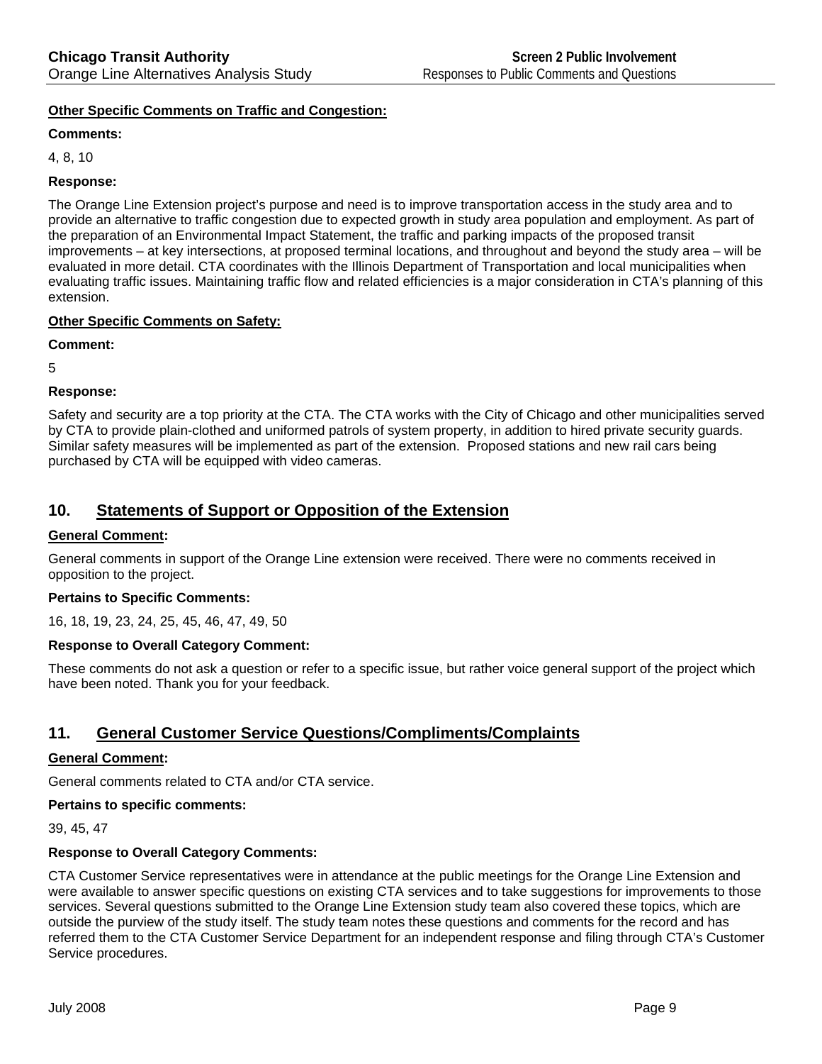**Other Specific Comments on Traffic and Congestion:**

**Comments:**

4, 8, 10

**Response:**

The Orange Line Extension project's purpose and need is to improve transportation access in the study area and to provide an alternative to traffic congestion due to expected growth in study area population and employment. As part of the preparation of an Environmental Impact Statement, the traffic and parking impacts of the proposed transit improvements – at key intersections, at proposed terminal locations, and throughout and beyond the study area – will be evaluated in more detail. CTA coordinates with the Illinois Department of Transportation and local municipalities when evaluating traffic issues. Maintaining traffic flow and related efficiencies is a major consideration in CTA's planning of this extension.

**Other Specific Comments on Safety:**

**Comment:**

5

**Response:**

Safety and security are a top priority at the CTA. The CTA works with the City of Chicago and other municipalities served by CTA to provide plain-clothed and uniformed patrols of system property, in addition to hired private security guards. Similar safety measures will be implemented as part of the extension. Proposed stations and new rail cars being purchased by CTA will be equipped with video cameras.

## 10. Statements of Support or Opposition of the Extension

**General Comment:**

General comments in support of the Orange Line extension were received. There were no comments received in opposition to the project.

**Pertains to Specific Comments:**

16, 18, 19, 23, 24, 25, 45, 46, 47, 49, 50

**Response to Overall Category Comment:**

These comments do not ask a question or refer to a specific issue, but rather voice general support of the project which have been noted. Thank you for your feedback.

## 11. General Customer Service Questions/Compliments/Complaints

**General Comment:**

General comments related to CTA and/or CTA service.

**Pertains to specific comments:**

39, 45, 47

**Response to Overall Category Comments:**

CTA Customer Service representatives were in attendance at the public meetings for the Orange Line Extension and were available to answer specific questions on existing CTA services and to take suggestions for improvements to those services. Several questions submitted to the Orange Line Extension study team also covered these topics, which are outside the purview of the study itself. The study team notes these questions and comments for the record and has referred them to the CTA Customer Service Department for an independent response and filing through CTA's Customer Service procedures.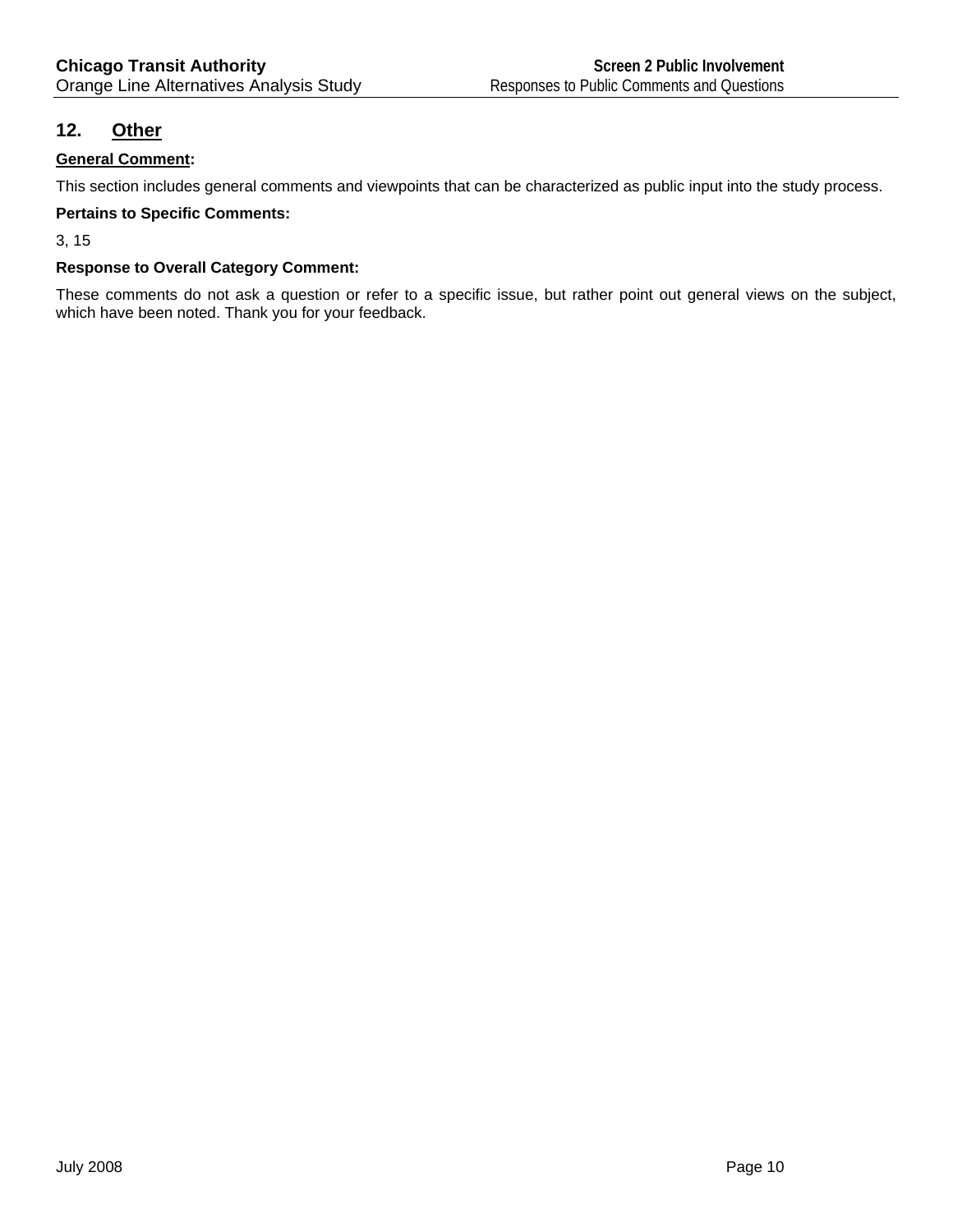## 12. Other

**General Comment:**

This section includes general comments and viewpoints that can be characterized as public input into the study process.

**Pertains to Specific Comments:**

3, 15

**Response to Overall Category Comment:**

These comments do not ask a question or refer to a specific issue, but rather point out general views on the subject, which have been noted. Thank you for your feedback.